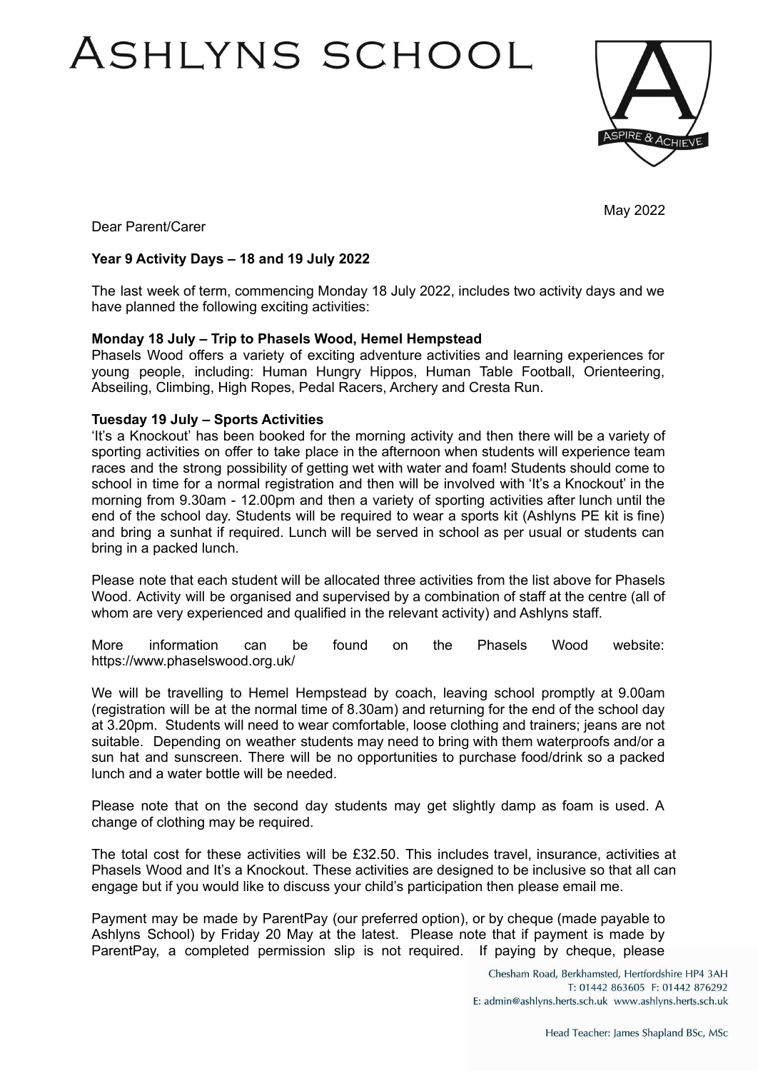# ASHLYNS SCHOOL

May 2022

Dear Parent/Carer

**Year 9 Activity Days – 18 and 19 July 2022**

The last week of term, commencing Monday 18 July 2022, includes two activity days and we have planned the following exciting activities:

**Monday 18 July – Trip to Phasels Wood, Hemel Hempstead**
Phasels Wood offers a variety of exciting adventure activities and learning experiences for young people, including: Human Hungry Hippos, Human Table Football, Orienteering, Abseiling, Climbing, High Ropes, Pedal Racers, Archery and Cresta Run.

**Tuesday 19 July – Sports Activities**
'It's a Knockout' has been booked for the morning activity and then there will be a variety of sporting activities on offer to take place in the afternoon when students will experience team races and the strong possibility of getting wet with water and foam! Students should come to school in time for a normal registration and then will be involved with 'It's a Knockout' in the morning from 9.30am - 12.00pm and then a variety of sporting activities after lunch until the end of the school day. Students will be required to wear a sports kit (Ashlyns PE kit is fine) and bring a sunhat if required. Lunch will be served in school as per usual or students can bring in a packed lunch.

Please note that each student will be allocated three activities from the list above for Phasels Wood. Activity will be organised and supervised by a combination of staff at the centre (all of whom are very experienced and qualified in the relevant activity) and Ashlyns staff.

More information can be found on the Phasels Wood website: https://www.phaselswood.org.uk/

We will be travelling to Hemel Hempstead by coach, leaving school promptly at 9.00am (registration will be at the normal time of 8.30am) and returning for the end of the school day at 3.20pm. Students will need to wear comfortable, loose clothing and trainers; jeans are not suitable. Depending on weather students may need to bring with them waterproofs and/or a sun hat and sunscreen. There will be no opportunities to purchase food/drink so a packed lunch and a water bottle will be needed.

Please note that on the second day students may get slightly damp as foam is used. A change of clothing may be required.

The total cost for these activities will be £32.50. This includes travel, insurance, activities at Phasels Wood and It's a Knockout. These activities are designed to be inclusive so that all can engage but if you would like to discuss your child's participation then please email me.

Payment may be made by ParentPay (our preferred option), or by cheque (made payable to Ashlyns School) by Friday 20 May at the latest. Please note that if payment is made by ParentPay, a completed permission slip is not required. If paying by cheque, please

Chesham Road, Berkhamsted, Hertfordshire HP4 3AH
T: 01442 863605 F: 01442 876292
E: admin@ashlyns.herts.sch.uk www.ashlyns.herts.sch.uk

Head Teacher: James Shapland BSc, MSc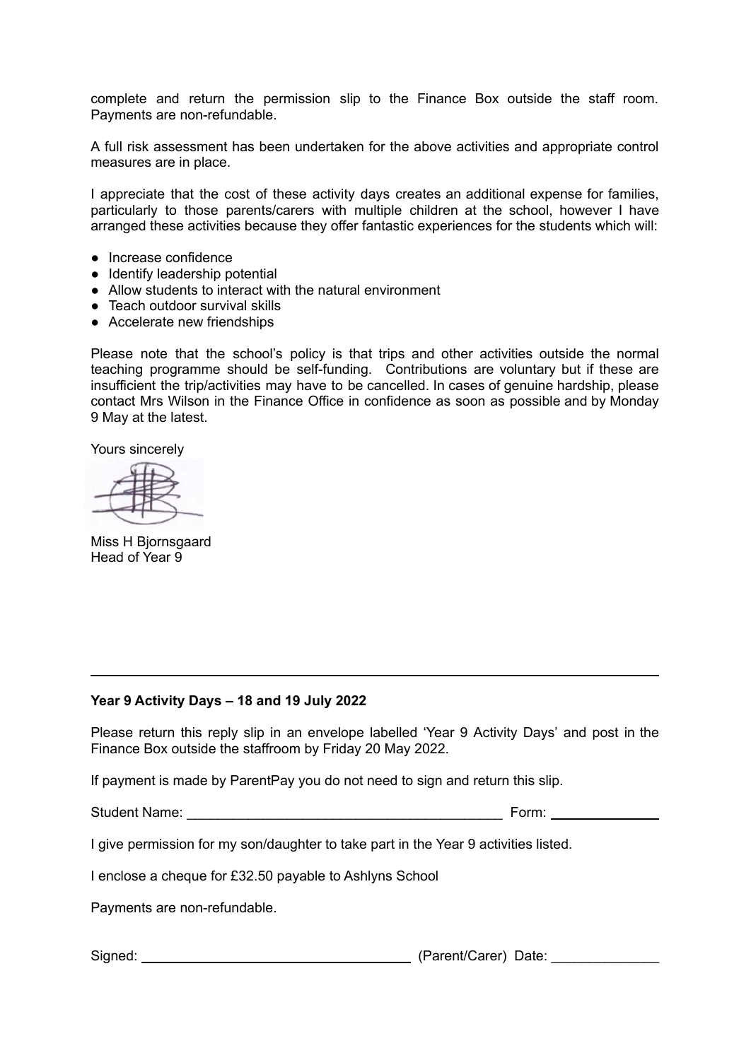complete and return the permission slip to the Finance Box outside the staff room. Payments are non-refundable.

A full risk assessment has been undertaken for the above activities and appropriate control measures are in place.

I appreciate that the cost of these activity days creates an additional expense for families, particularly to those parents/carers with multiple children at the school, however I have arranged these activities because they offer fantastic experiences for the students which will:

- Increase confidence
- Identify leadership potential
- Allow students to interact with the natural environment
- Teach outdoor survival skills
- Accelerate new friendships

Please note that the school's policy is that trips and other activities outside the normal teaching programme should be self-funding. Contributions are voluntary but if these are insufficient the trip/activities may have to be cancelled. In cases of genuine hardship, please contact Mrs Wilson in the Finance Office in confidence as soon as possible and by Monday 9 May at the latest.

Yours sincerely

Miss H Bjornsgaard
Head of Year 9

---

**Year 9 Activity Days – 18 and 19 July 2022**

Please return this reply slip in an envelope labelled 'Year 9 Activity Days' and post in the Finance Box outside the staffroom by Friday 20 May 2022.

If payment is made by ParentPay you do not need to sign and return this slip.

Student Name: ________________________________________ Form: ______________

I give permission for my son/daughter to take part in the Year 9 activities listed.

I enclose a cheque for £32.50 payable to Ashlyns School

Payments are non-refundable.

Signed: ___________________________________ (Parent/Carer) Date: ______________